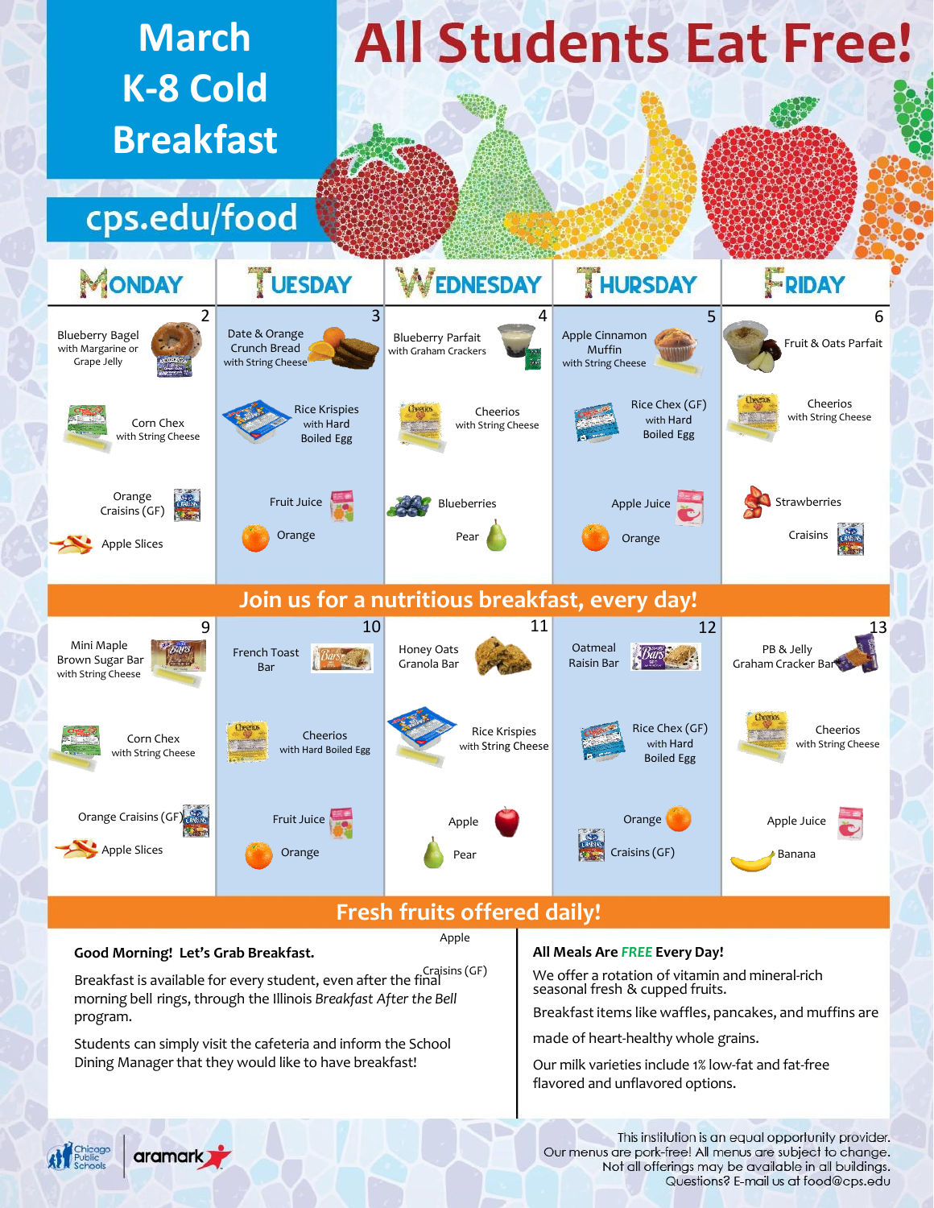# March K-8 Cold Breakfast

# All Students Eat Free!

cps.edu/food

| MONDAY | TUESDAY | WEDNESDAY | THURSDAY | FRIDAY |
|---|---|---|---|---|
| 2<br>Blueberry Bagel with Margarine or Grape Jelly<br>Corn Chex with String Cheese<br>Orange Craisins (GF)<br>Apple Slices | 3<br>Date & Orange Crunch Bread with String Cheese<br>Rice Krispies with Hard Boiled Egg<br>Fruit Juice<br>Orange | 4<br>Blueberry Parfait with Graham Crackers<br>Cheerios with String Cheese<br>Blueberries<br>Pear | 5<br>Apple Cinnamon Muffin with String Cheese<br>Rice Chex (GF) with Hard Boiled Egg<br>Apple Juice<br>Orange | 6<br>Fruit & Oats Parfait<br>Cheerios with String Cheese<br>Strawberries<br>Craisins |
| 9<br>Mini Maple Brown Sugar Bar with String Cheese<br>Corn Chex with String Cheese<br>Orange Craisins (GF)<br>Apple Slices | 10<br>French Toast Bar<br>Cheerios with Hard Boiled Egg<br>Fruit Juice<br>Orange | 11<br>Honey Oats Granola Bar<br>Rice Krispies with String Cheese<br>Apple<br>Pear | 12<br>Oatmeal Raisin Bar<br>Rice Chex (GF) with Hard Boiled Egg<br>Orange<br>Craisins (GF) | 13<br>PB & Jelly Graham Cracker Bar<br>Cheerios with String Cheese<br>Apple Juice<br>Banana |

Join us for a nutritious breakfast, every day!

Fresh fruits offered daily!

Apple

Craisins (GF)

**Good Morning! Let's Grab Breakfast.**

Breakfast is available for every student, even after the final morning bell rings, through the Illinois *Breakfast After the Bell* program.

Students can simply visit the cafeteria and inform the School Dining Manager that they would like to have breakfast!

**All Meals Are FREE Every Day!**

We offer a rotation of vitamin and mineral-rich seasonal fresh & cupped fruits.

Breakfast items like waffles, pancakes, and muffins are made of heart-healthy whole grains.

Our milk varieties include 1% low-fat and fat-free flavored and unflavored options.

Chicago Public Schools | aramark

This institution is an equal opportunity provider.
Our menus are pork-free! All menus are subject to change.
Not all offerings may be available in all buildings.
Questions? E-mail us at food@cps.edu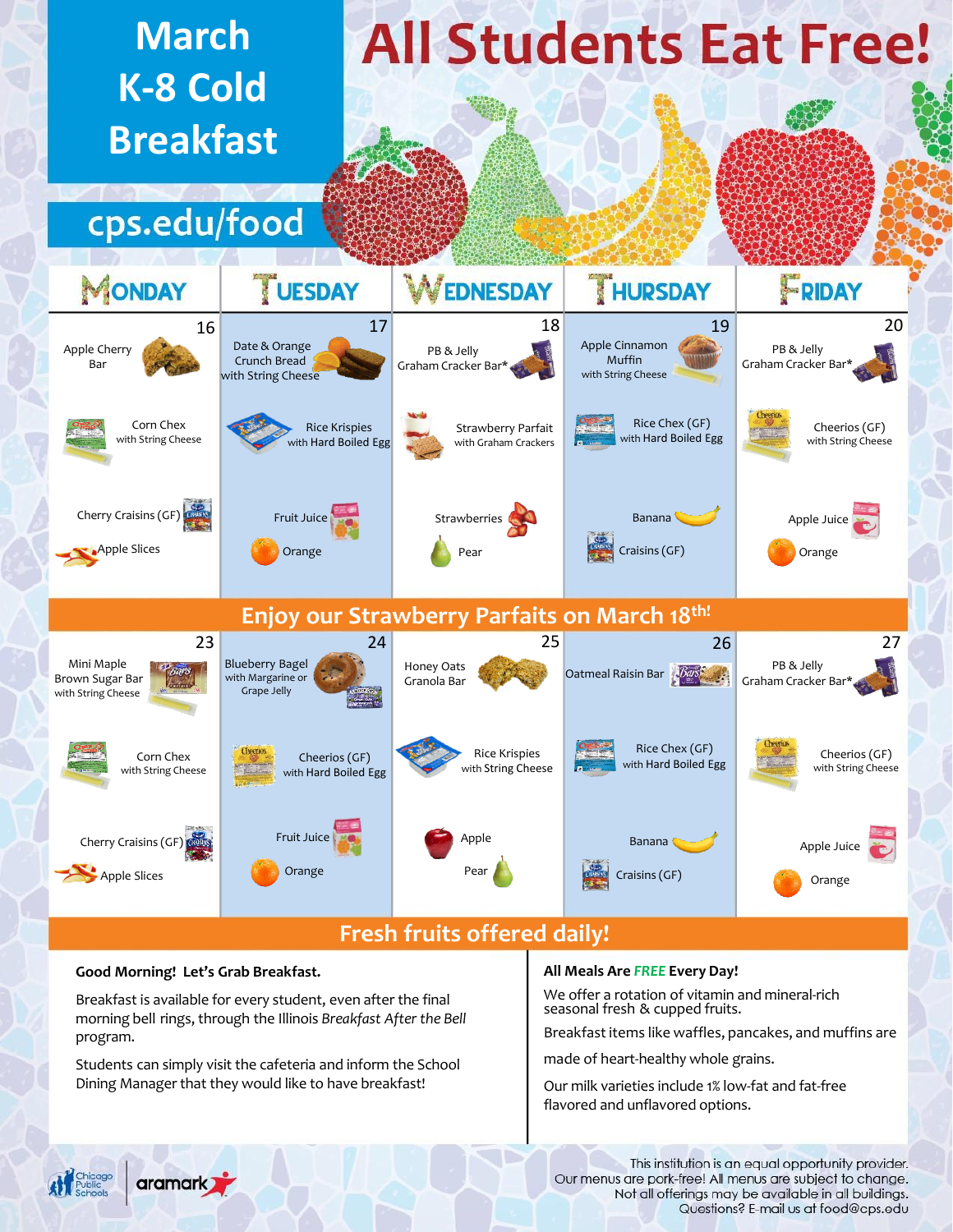# March K-8 Cold Breakfast

# All Students Eat Free!

cps.edu/food

| MONDAY | TUESDAY | WEDNESDAY | THURSDAY | FRIDAY |
|---|---|---|---|---|
| 16 | 17 | 18 | 19 | 20 |
| Apple Cherry Bar | Date & Orange Crunch Bread with String Cheese | PB & Jelly Graham Cracker Bar* | Apple Cinnamon Muffin with String Cheese | PB & Jelly Graham Cracker Bar* |
| Corn Chex with String Cheese | Rice Krispies with Hard Boiled Egg | Strawberry Parfait with Graham Crackers | Rice Chex (GF) with Hard Boiled Egg | Cheerios (GF) with String Cheese |
| Cherry Craisins (GF) | Fruit Juice | Strawberries | Banana | Apple Juice |
| Apple Slices | Orange | Pear | Craisins (GF) | Orange |

## Enjoy our Strawberry Parfaits on March 18th!

| MONDAY | TUESDAY | WEDNESDAY | THURSDAY | FRIDAY |
|---|---|---|---|---|
| 23 | 24 | 25 | 26 | 27 |
| Mini Maple Brown Sugar Bar with String Cheese | Blueberry Bagel with Margarine or Grape Jelly | Honey Oats Granola Bar | Oatmeal Raisin Bar | PB & Jelly Graham Cracker Bar* |
| Corn Chex with String Cheese | Cheerios (GF) with Hard Boiled Egg | Rice Krispies with String Cheese | Rice Chex (GF) with Hard Boiled Egg | Cheerios (GF) with String Cheese |
| Cherry Craisins (GF) | Fruit Juice | Apple | Banana | Apple Juice |
| Apple Slices | Orange | Pear | Craisins (GF) | Orange |

## Fresh fruits offered daily!

**Good Morning! Let's Grab Breakfast.**

Breakfast is available for every student, even after the final morning bell rings, through the Illinois *Breakfast After the Bell* program.

Students can simply visit the cafeteria and inform the School Dining Manager that they would like to have breakfast!

**All Meals Are *FREE* Every Day!**

We offer a rotation of vitamin and mineral-rich seasonal fresh & cupped fruits.

Breakfast items like waffles, pancakes, and muffins are made of heart-healthy whole grains.

Our milk varieties include 1% low-fat and fat-free flavored and unflavored options.

Chicago Public Schools | aramark

This institution is an equal opportunity provider.
Our menus are pork-free! All menus are subject to change.
Not all offerings may be available in all buildings.
Questions? E-mail us at food@cps.edu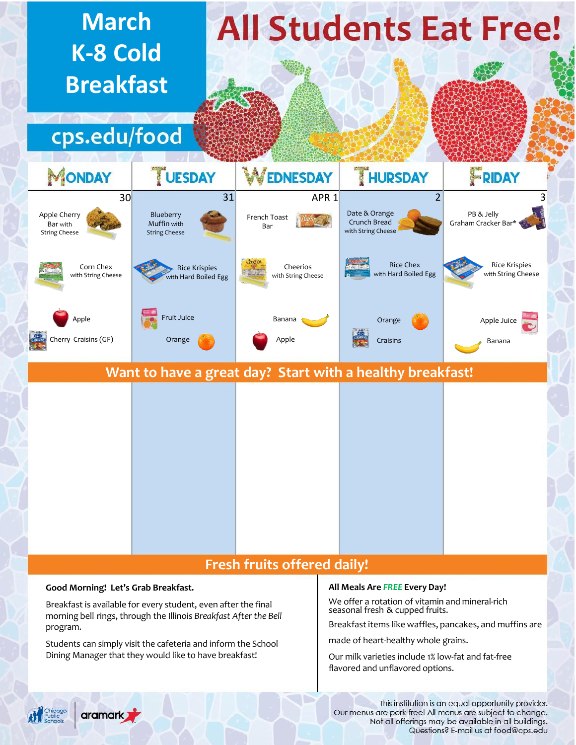# March K-8 Cold Breakfast

# All Students Eat Free!

cps.edu/food

| MONDAY | TUESDAY | WEDNESDAY | THURSDAY | FRIDAY |
|---|---|---|---|---|
| 30 | 31 | APR 1 | 2 | 3 |
| Apple Cherry Bar with String Cheese | Blueberry Muffin with String Cheese | French Toast Bar | Date & Orange Crunch Bread with String Cheese | PB & Jelly Graham Cracker Bar* |
| Corn Chex with String Cheese | Rice Krispies with Hard Boiled Egg | Cheerios with String Cheese | Rice Chex with Hard Boiled Egg | Rice Krispies with String Cheese |
| Apple | Fruit Juice | Banana | Orange | Apple Juice |
| Cherry Craisins (GF) | Orange | Apple | Craisins | Banana |

**Want to have a great day? Start with a healthy breakfast!**

**Fresh fruits offered daily!**

**Good Morning! Let's Grab Breakfast.**

Breakfast is available for every student, even after the final morning bell rings, through the Illinois *Breakfast After the Bell* program.

Students can simply visit the cafeteria and inform the School Dining Manager that they would like to have breakfast!

**All Meals Are *FREE* Every Day!**

We offer a rotation of vitamin and mineral-rich seasonal fresh & cupped fruits.

Breakfast items like waffles, pancakes, and muffins are made of heart-healthy whole grains.

Our milk varieties include 1% low-fat and fat-free flavored and unflavored options.

Chicago Public Schools | aramark

This institution is an equal opportunity provider.
Our menus are pork-free! All menus are subject to change.
Not all offerings may be available in all buildings.
Questions? E-mail us at food@cps.edu